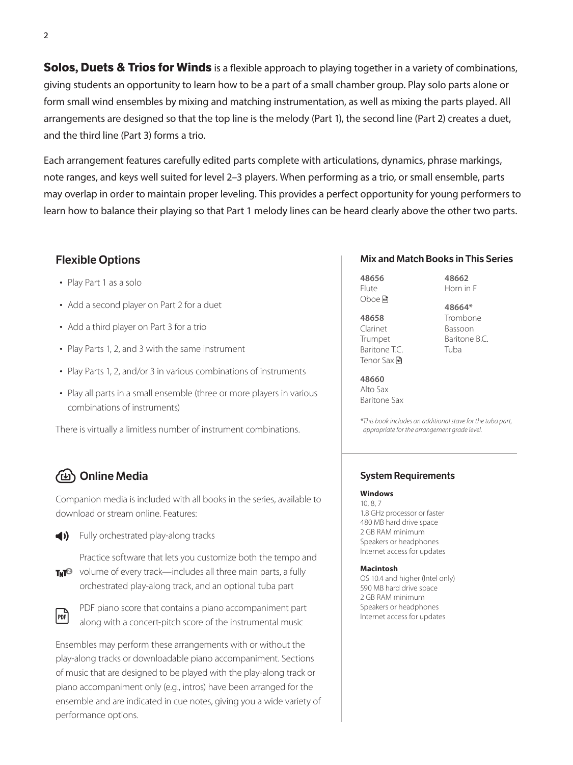**Solos, Duets & Trios for Winds** is a flexible approach to playing together in a variety of combinations, giving students an opportunity to learn how to be a part of a small chamber group. Play solo parts alone or form small wind ensembles by mixing and matching instrumentation, as well as mixing the parts played. All arrangements are designed so that the top line is the melody (Part 1), the second line (Part 2) creates a duet, and the third line (Part 3) forms a trio.

Each arrangement features carefully edited parts complete with articulations, dynamics, phrase markings, note ranges, and keys well suited for level 2–3 players. When performing as a trio, or small ensemble, parts may overlap in order to maintain proper leveling. This provides a perfect opportunity for young performers to learn how to balance their playing so that Part 1 melody lines can be heard clearly above the other two parts.

## Flexible Options

- Play Part 1 as a solo
- Add a second player on Part 2 for a duet
- Add a third player on Part 3 for a trio
- Play Parts 1, 2, and 3 with the same instrument
- Play Parts 1, 2, and/or 3 in various combinations of instruments
- Play all parts in a small ensemble (three or more players in various combinations of instruments)

There is virtually a limitless number of instrument combinations.

## Online Media

Companion media is included with all books in the series, available to download or stream online. Features:

- Fully orchestrated play-along tracks
- Practice software that lets you customize both the tempo and volume of every track—includes all three main parts, a fully orchestrated play-along track, and an optional tuba part
- PDF piano score that contains a piano accompaniment part along with a concert-pitch score of the instrumental music

Ensembles may perform these arrangements with or without the play-along tracks or downloadable piano accompaniment. Sections of music that are designed to be played with the play-along track or piano accompaniment only (e.g., intros) have been arranged for the ensemble and are indicated in cue notes, giving you a wide variety of performance options.

## Mix and Match Books in This Series

**48656**
Flute
Oboe (PDF)

**48658**
Clarinet
Trumpet
Baritone T.C.
Tenor Sax (PDF)

**48660**
Alto Sax
Baritone Sax

**48662**
Horn in F

**48664***
Trombone
Bassoon
Baritone B.C.
Tuba

*\*This book includes an additional stave for the tuba part, appropriate for the arrangement grade level.*

## System Requirements

**Windows**
10, 8, 7
1.8 GHz processor or faster
480 MB hard drive space
2 GB RAM minimum
Speakers or headphones
Internet access for updates

**Macintosh**
OS 10.4 and higher (Intel only)
590 MB hard drive space
2 GB RAM minimum
Speakers or headphones
Internet access for updates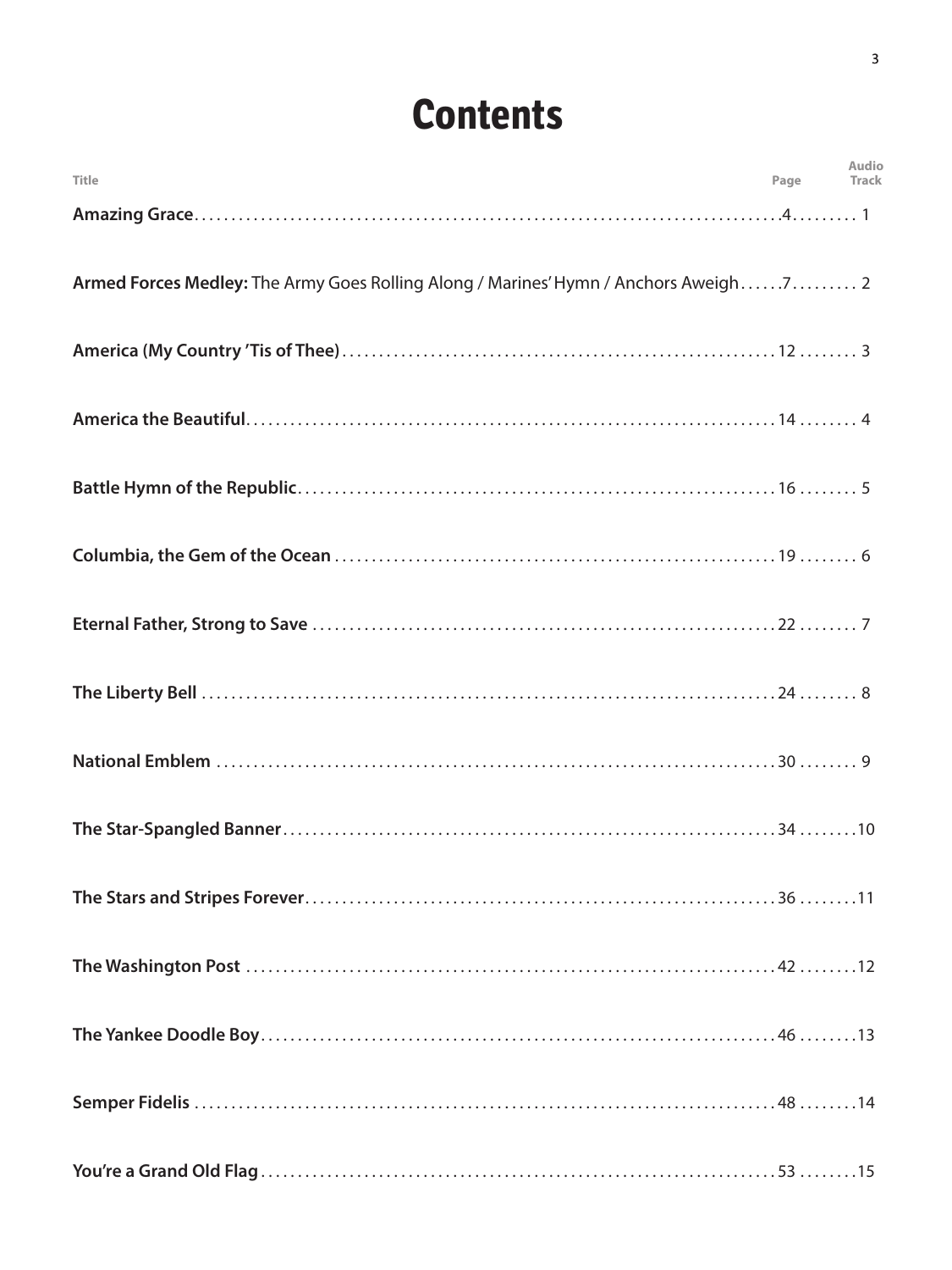# Contents

| Title | Page | Audio Track |
| --- | --- | --- |
| **Amazing Grace** | 4 | 1 |
| **Armed Forces Medley:** The Army Goes Rolling Along / Marines' Hymn / Anchors Aweigh | 7 | 2 |
| **America (My Country 'Tis of Thee)** | 12 | 3 |
| **America the Beautiful** | 14 | 4 |
| **Battle Hymn of the Republic** | 16 | 5 |
| **Columbia, the Gem of the Ocean** | 19 | 6 |
| **Eternal Father, Strong to Save** | 22 | 7 |
| **The Liberty Bell** | 24 | 8 |
| **National Emblem** | 30 | 9 |
| **The Star-Spangled Banner** | 34 | 10 |
| **The Stars and Stripes Forever** | 36 | 11 |
| **The Washington Post** | 42 | 12 |
| **The Yankee Doodle Boy** | 46 | 13 |
| **Semper Fidelis** | 48 | 14 |
| **You're a Grand Old Flag** | 53 | 15 |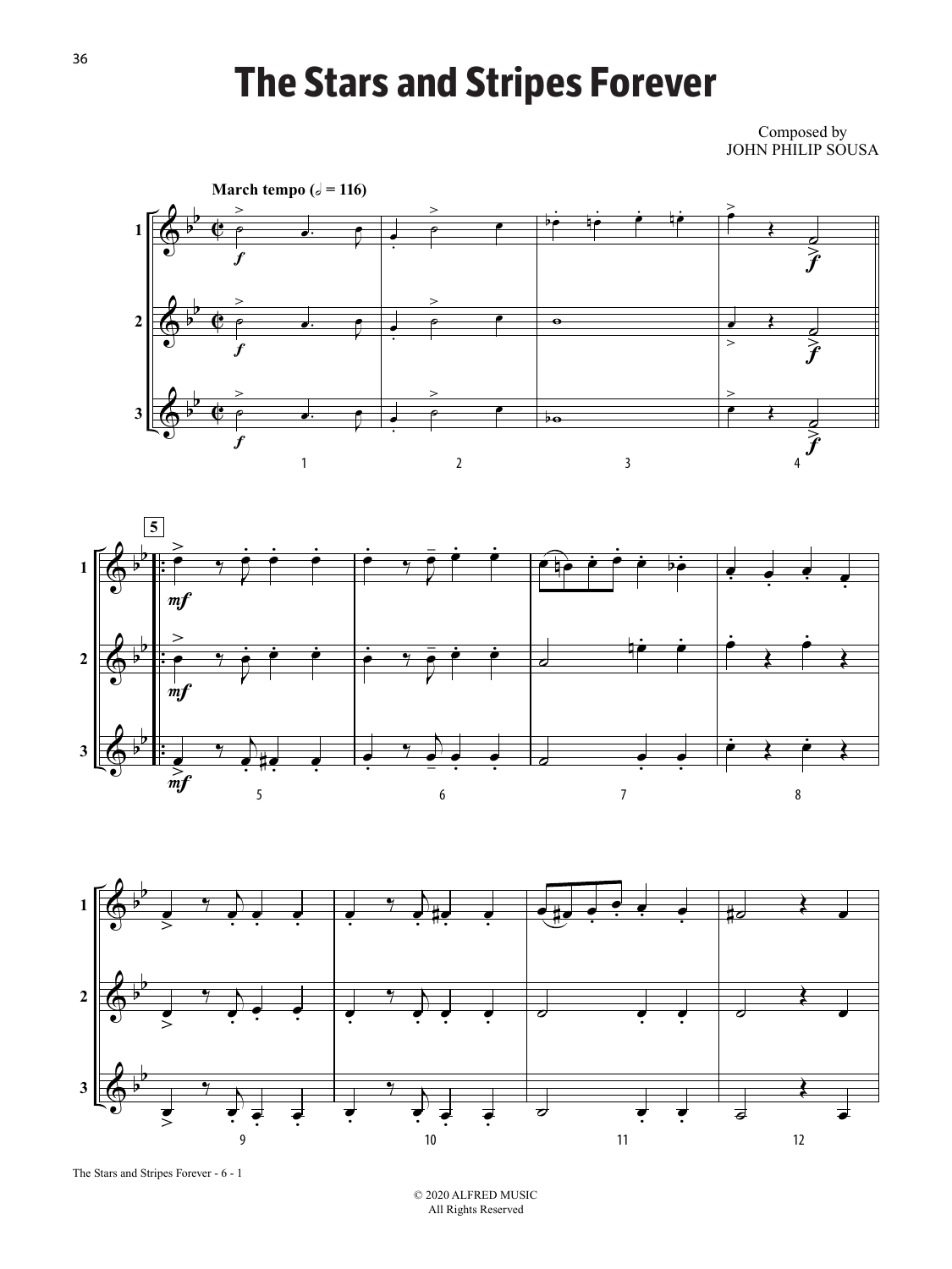# The Stars and Stripes Forever

Composed by
JOHN PHILIP SOUSA

March tempo (𝅗𝅥 = 116)

© 2020 ALFRED MUSIC
All Rights Reserved